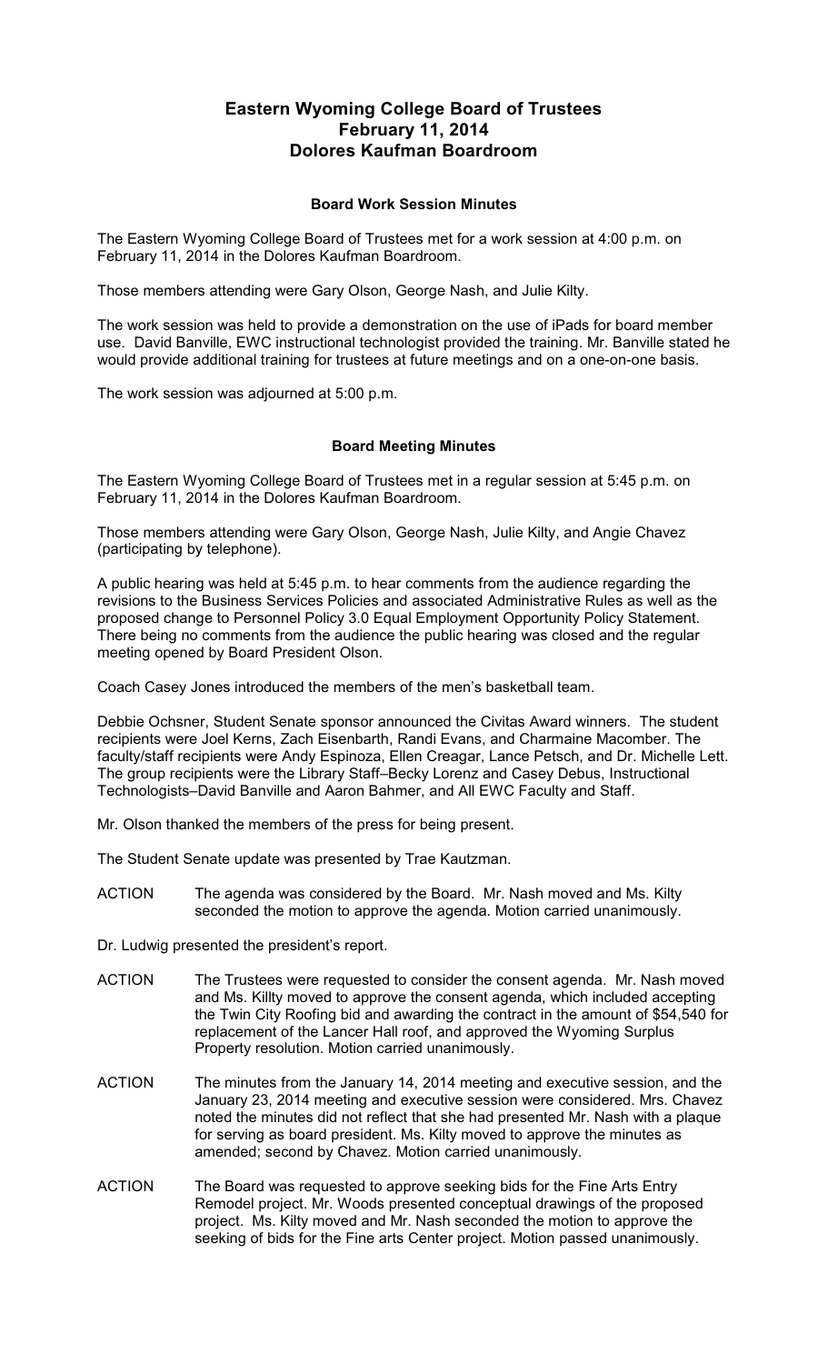# Eastern Wyoming College Board of Trustees
# February 11, 2014
# Dolores Kaufman Boardroom

### Board Work Session Minutes

The Eastern Wyoming College Board of Trustees met for a work session at 4:00 p.m. on February 11, 2014 in the Dolores Kaufman Boardroom.

Those members attending were Gary Olson, George Nash, and Julie Kilty.

The work session was held to provide a demonstration on the use of iPads for board member use. David Banville, EWC instructional technologist provided the training. Mr. Banville stated he would provide additional training for trustees at future meetings and on a one-on-one basis.

The work session was adjourned at 5:00 p.m.

### Board Meeting Minutes

The Eastern Wyoming College Board of Trustees met in a regular session at 5:45 p.m. on February 11, 2014 in the Dolores Kaufman Boardroom.

Those members attending were Gary Olson, George Nash, Julie Kilty, and Angie Chavez (participating by telephone).

A public hearing was held at 5:45 p.m. to hear comments from the audience regarding the revisions to the Business Services Policies and associated Administrative Rules as well as the proposed change to Personnel Policy 3.0 Equal Employment Opportunity Policy Statement. There being no comments from the audience the public hearing was closed and the regular meeting opened by Board President Olson.

Coach Casey Jones introduced the members of the men's basketball team.

Debbie Ochsner, Student Senate sponsor announced the Civitas Award winners. The student recipients were Joel Kerns, Zach Eisenbarth, Randi Evans, and Charmaine Macomber. The faculty/staff recipients were Andy Espinoza, Ellen Creagar, Lance Petsch, and Dr. Michelle Lett. The group recipients were the Library Staff–Becky Lorenz and Casey Debus, Instructional Technologists–David Banville and Aaron Bahmer, and All EWC Faculty and Staff.

Mr. Olson thanked the members of the press for being present.

The Student Senate update was presented by Trae Kautzman.

ACTION The agenda was considered by the Board. Mr. Nash moved and Ms. Kilty seconded the motion to approve the agenda. Motion carried unanimously.

Dr. Ludwig presented the president's report.

ACTION The Trustees were requested to consider the consent agenda. Mr. Nash moved and Ms. Killty moved to approve the consent agenda, which included accepting the Twin City Roofing bid and awarding the contract in the amount of $54,540 for replacement of the Lancer Hall roof, and approved the Wyoming Surplus Property resolution. Motion carried unanimously.

ACTION The minutes from the January 14, 2014 meeting and executive session, and the January 23, 2014 meeting and executive session were considered. Mrs. Chavez noted the minutes did not reflect that she had presented Mr. Nash with a plaque for serving as board president. Ms. Kilty moved to approve the minutes as amended; second by Chavez. Motion carried unanimously.

ACTION The Board was requested to approve seeking bids for the Fine Arts Entry Remodel project. Mr. Woods presented conceptual drawings of the proposed project. Ms. Kilty moved and Mr. Nash seconded the motion to approve the seeking of bids for the Fine arts Center project. Motion passed unanimously.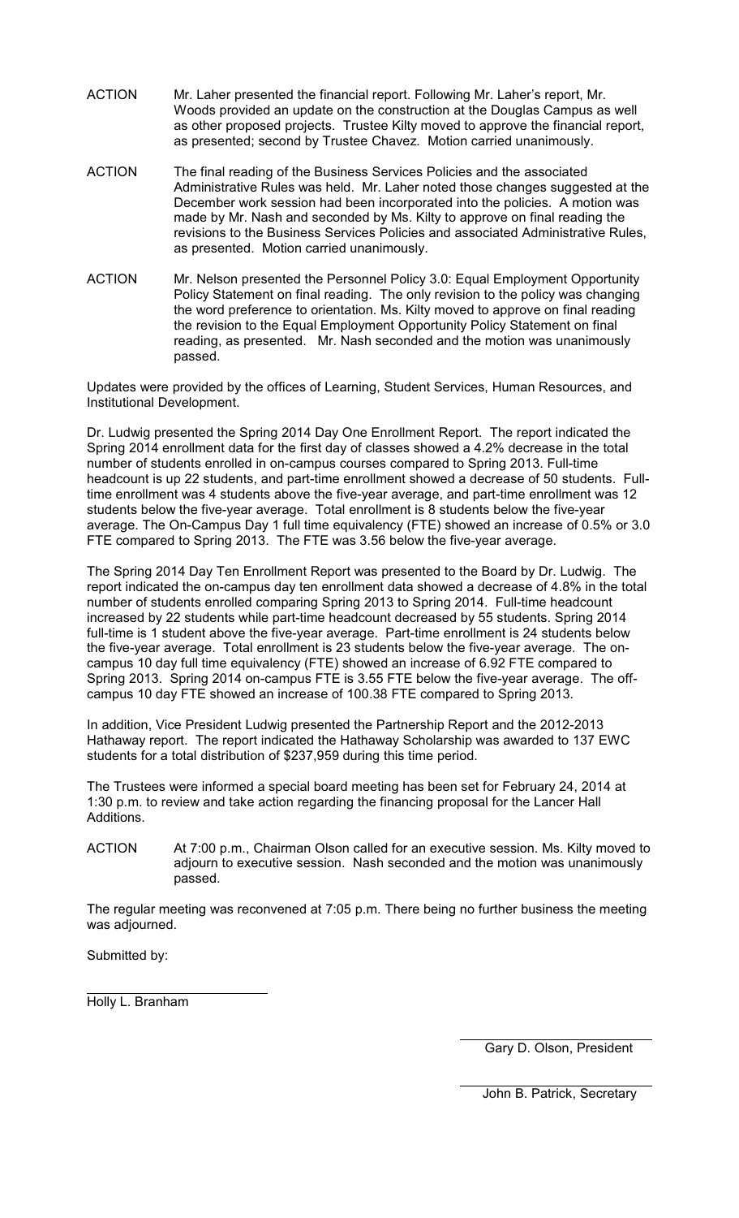ACTION Mr. Laher presented the financial report. Following Mr. Laher's report, Mr. Woods provided an update on the construction at the Douglas Campus as well as other proposed projects. Trustee Kilty moved to approve the financial report, as presented; second by Trustee Chavez. Motion carried unanimously.

ACTION The final reading of the Business Services Policies and the associated Administrative Rules was held. Mr. Laher noted those changes suggested at the December work session had been incorporated into the policies. A motion was made by Mr. Nash and seconded by Ms. Kilty to approve on final reading the revisions to the Business Services Policies and associated Administrative Rules, as presented. Motion carried unanimously.

ACTION Mr. Nelson presented the Personnel Policy 3.0: Equal Employment Opportunity Policy Statement on final reading. The only revision to the policy was changing the word preference to orientation. Ms. Kilty moved to approve on final reading the revision to the Equal Employment Opportunity Policy Statement on final reading, as presented. Mr. Nash seconded and the motion was unanimously passed.

Updates were provided by the offices of Learning, Student Services, Human Resources, and Institutional Development.

Dr. Ludwig presented the Spring 2014 Day One Enrollment Report. The report indicated the Spring 2014 enrollment data for the first day of classes showed a 4.2% decrease in the total number of students enrolled in on-campus courses compared to Spring 2013. Full-time headcount is up 22 students, and part-time enrollment showed a decrease of 50 students. Full-time enrollment was 4 students above the five-year average, and part-time enrollment was 12 students below the five-year average. Total enrollment is 8 students below the five-year average. The On-Campus Day 1 full time equivalency (FTE) showed an increase of 0.5% or 3.0 FTE compared to Spring 2013. The FTE was 3.56 below the five-year average.

The Spring 2014 Day Ten Enrollment Report was presented to the Board by Dr. Ludwig. The report indicated the on-campus day ten enrollment data showed a decrease of 4.8% in the total number of students enrolled comparing Spring 2013 to Spring 2014. Full-time headcount increased by 22 students while part-time headcount decreased by 55 students. Spring 2014 full-time is 1 student above the five-year average. Part-time enrollment is 24 students below the five-year average. Total enrollment is 23 students below the five-year average. The on-campus 10 day full time equivalency (FTE) showed an increase of 6.92 FTE compared to Spring 2013. Spring 2014 on-campus FTE is 3.55 FTE below the five-year average. The off-campus 10 day FTE showed an increase of 100.38 FTE compared to Spring 2013.

In addition, Vice President Ludwig presented the Partnership Report and the 2012-2013 Hathaway report. The report indicated the Hathaway Scholarship was awarded to 137 EWC students for a total distribution of $237,959 during this time period.

The Trustees were informed a special board meeting has been set for February 24, 2014 at 1:30 p.m. to review and take action regarding the financing proposal for the Lancer Hall Additions.

ACTION At 7:00 p.m., Chairman Olson called for an executive session. Ms. Kilty moved to adjourn to executive session. Nash seconded and the motion was unanimously passed.

The regular meeting was reconvened at 7:05 p.m. There being no further business the meeting was adjourned.

Submitted by:

Holly L. Branham

Gary D. Olson, President

John B. Patrick, Secretary